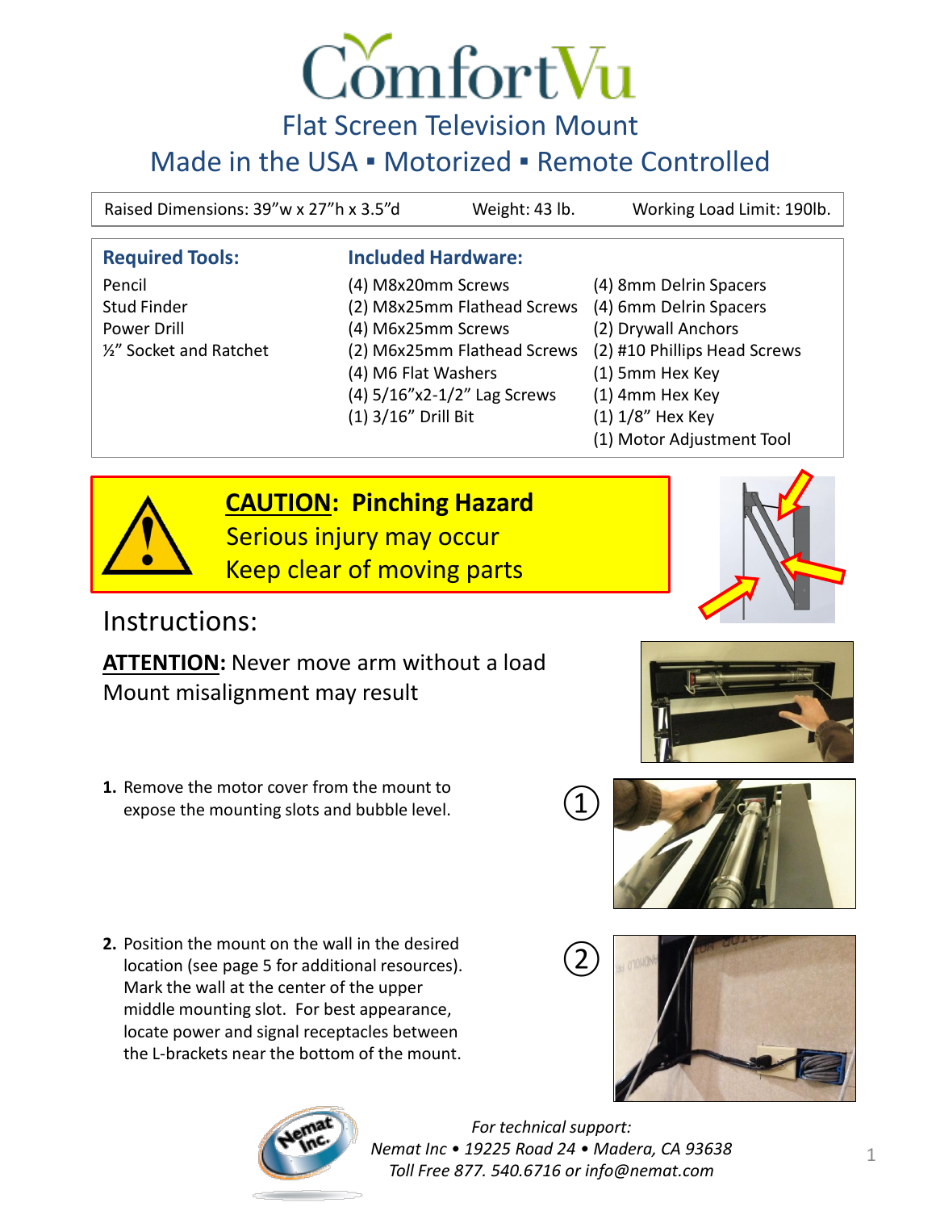# ComfortVu

## Flat Screen Television Mount

## Made in the USA ▪ Motorized ▪ Remote Controlled

| Raised Dimensions: 39"w x 27"h x 3.5"d | Weight: 43 lb. | Working Load Limit: 190lb. |
| --- | --- | --- |

| Required Tools: | Included Hardware: | |
| --- | --- | --- |
| Pencil | (4) M8x20mm Screws | (4) 8mm Delrin Spacers |
| Stud Finder | (2) M8x25mm Flathead Screws | (4) 6mm Delrin Spacers |
| Power Drill | (4) M6x25mm Screws | (2) Drywall Anchors |
| ½" Socket and Ratchet | (2) M6x25mm Flathead Screws | (2) #10 Phillips Head Screws |
| | (4) M6 Flat Washers | (1) 5mm Hex Key |
| | (4) 5/16"x2-1/2" Lag Screws | (1) 4mm Hex Key |
| | (1) 3/16" Drill Bit | (1) 1/8" Hex Key |
| | | (1) Motor Adjustment Tool |

**CAUTION: Pinching Hazard**
Serious injury may occur
Keep clear of moving parts

## Instructions:

**ATTENTION:** Never move arm without a load
Mount misalignment may result

1. Remove the motor cover from the mount to expose the mounting slots and bubble level.

2. Position the mount on the wall in the desired location (see page 5 for additional resources). Mark the wall at the center of the upper middle mounting slot. For best appearance, locate power and signal receptacles between the L-brackets near the bottom of the mount.

*For technical support:*
*Nemat Inc • 19225 Road 24 • Madera, CA 93638*
*Toll Free 877. 540.6716 or info@nemat.com*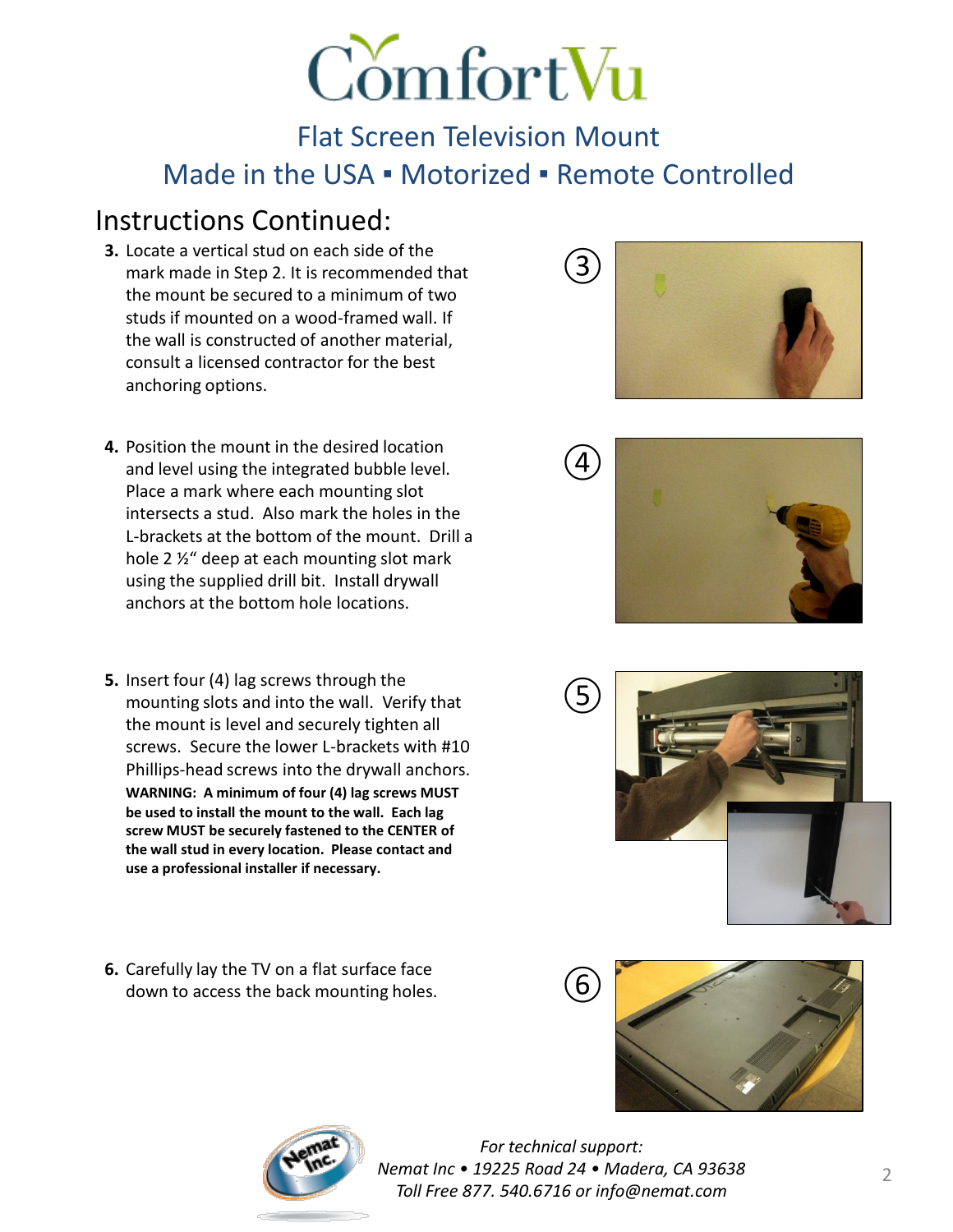# ComfortVu

## Flat Screen Television Mount

## Made in the USA ▪ Motorized ▪ Remote Controlled

## Instructions Continued:

3. Locate a vertical stud on each side of the mark made in Step 2. It is recommended that the mount be secured to a minimum of two studs if mounted on a wood-framed wall. If the wall is constructed of another material, consult a licensed contractor for the best anchoring options.

4. Position the mount in the desired location and level using the integrated bubble level. Place a mark where each mounting slot intersects a stud. Also mark the holes in the L-brackets at the bottom of the mount. Drill a hole 2 ½" deep at each mounting slot mark using the supplied drill bit. Install drywall anchors at the bottom hole locations.

5. Insert four (4) lag screws through the mounting slots and into the wall. Verify that the mount is level and securely tighten all screws. Secure the lower L-brackets with #10 Phillips-head screws into the drywall anchors.
   **WARNING: A minimum of four (4) lag screws MUST be used to install the mount to the wall. Each lag screw MUST be securely fastened to the CENTER of the wall stud in every location. Please contact and use a professional installer if necessary.**

6. Carefully lay the TV on a flat surface face down to access the back mounting holes.

*For technical support:*
*Nemat Inc • 19225 Road 24 • Madera, CA 93638*
*Toll Free 877. 540.6716 or info@nemat.com*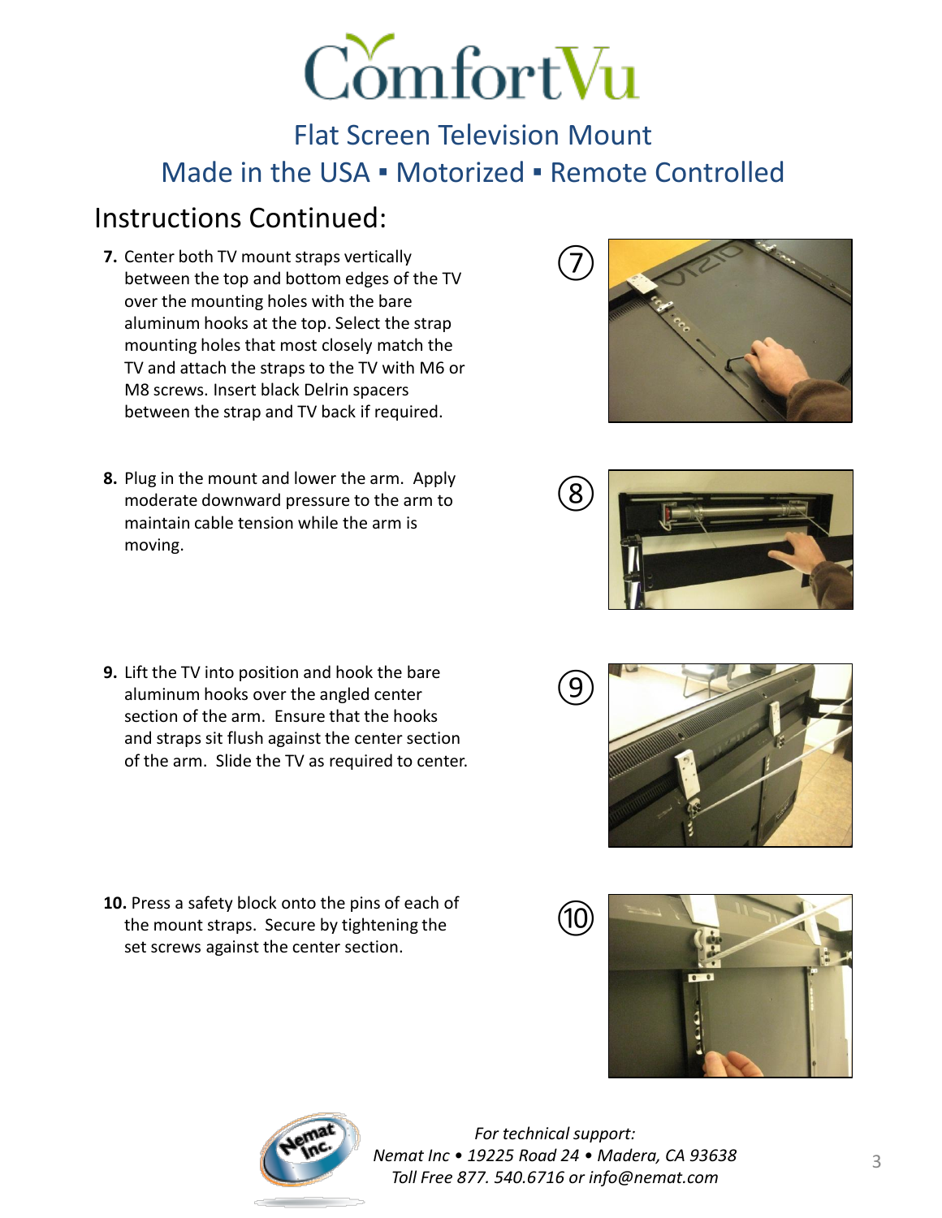# ComfortVu

## Flat Screen Television Mount

## Made in the USA ▪ Motorized ▪ Remote Controlled

## Instructions Continued:

7. Center both TV mount straps vertically between the top and bottom edges of the TV over the mounting holes with the bare aluminum hooks at the top. Select the strap mounting holes that most closely match the TV and attach the straps to the TV with M6 or M8 screws. Insert black Delrin spacers between the strap and TV back if required.

8. Plug in the mount and lower the arm. Apply moderate downward pressure to the arm to maintain cable tension while the arm is moving.

9. Lift the TV into position and hook the bare aluminum hooks over the angled center section of the arm. Ensure that the hooks and straps sit flush against the center section of the arm. Slide the TV as required to center.

10. Press a safety block onto the pins of each of the mount straps. Secure by tightening the set screws against the center section.

*For technical support:*
*Nemat Inc • 19225 Road 24 • Madera, CA 93638*
*Toll Free 877. 540.6716 or info@nemat.com*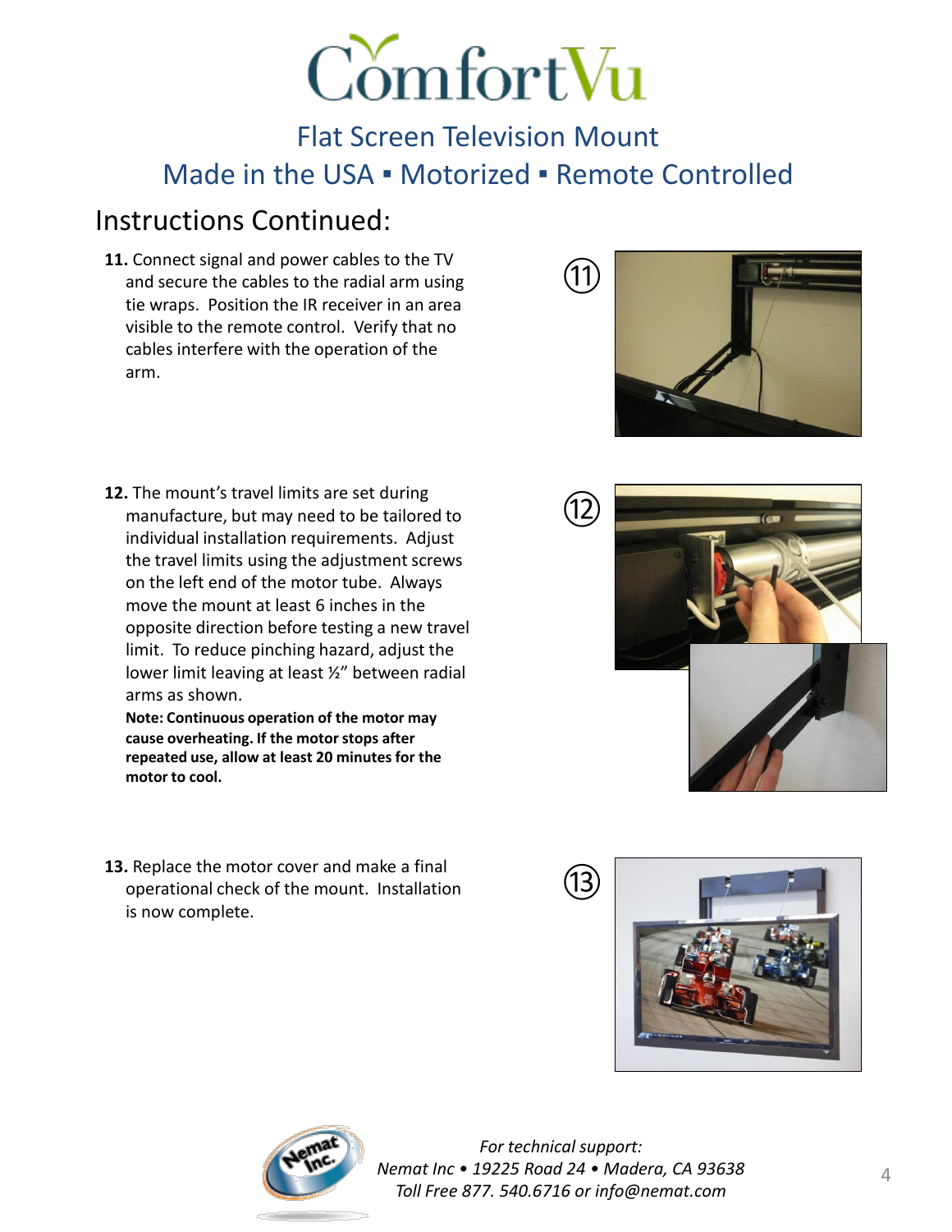# ComfortVu

## Flat Screen Television Mount

## Made in the USA ▪ Motorized ▪ Remote Controlled

## Instructions Continued:

**11.** Connect signal and power cables to the TV and secure the cables to the radial arm using tie wraps. Position the IR receiver in an area visible to the remote control. Verify that no cables interfere with the operation of the arm.

⑪

**12.** The mount's travel limits are set during manufacture, but may need to be tailored to individual installation requirements. Adjust the travel limits using the adjustment screws on the left end of the motor tube. Always move the mount at least 6 inches in the opposite direction before testing a new travel limit. To reduce pinching hazard, adjust the lower limit leaving at least ½" between radial arms as shown.

**Note: Continuous operation of the motor may cause overheating. If the motor stops after repeated use, allow at least 20 minutes for the motor to cool.**

⑫

**13.** Replace the motor cover and make a final operational check of the mount. Installation is now complete.

⑬

*For technical support:*
*Nemat Inc • 19225 Road 24 • Madera, CA 93638*
*Toll Free 877. 540.6716 or info@nemat.com*